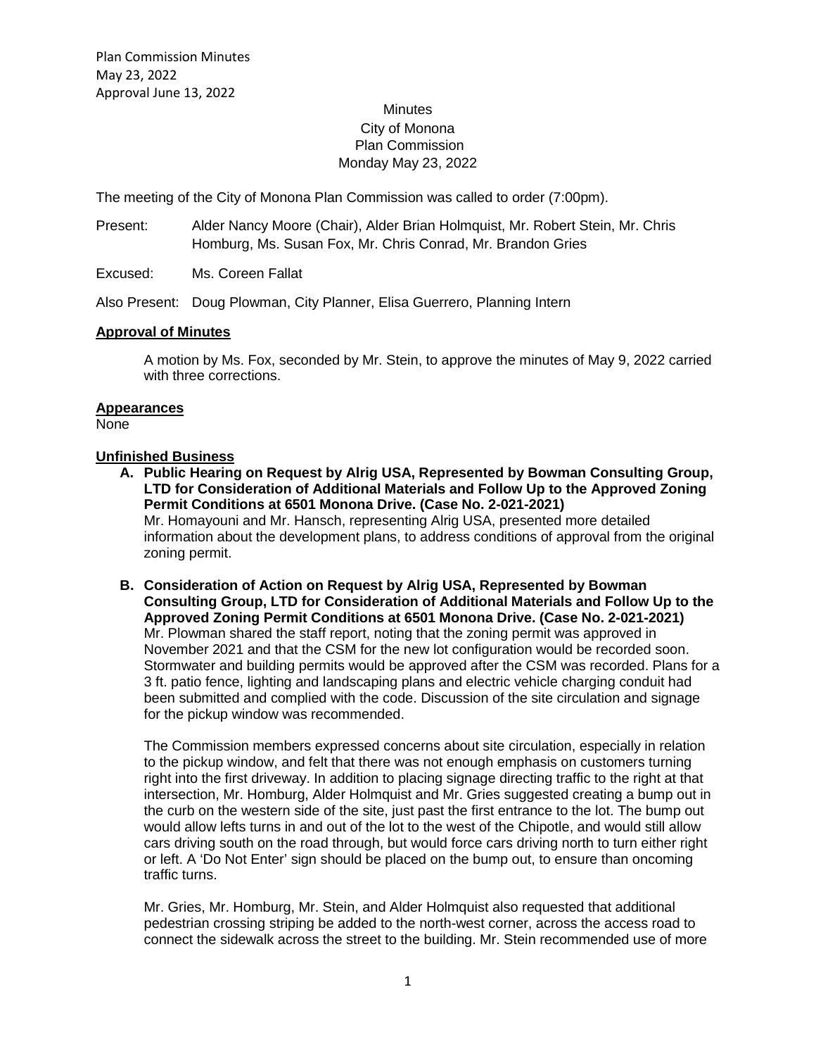Plan Commission Minutes
May 23, 2022
Approval June 13, 2022

# Minutes
## City of Monona
## Plan Commission
## Monday May 23, 2022

The meeting of the City of Monona Plan Commission was called to order (7:00pm).

Present: Alder Nancy Moore (Chair), Alder Brian Holmquist, Mr. Robert Stein, Mr. Chris Homburg, Ms. Susan Fox, Mr. Chris Conrad, Mr. Brandon Gries

Excused: Ms. Coreen Fallat

Also Present: Doug Plowman, City Planner, Elisa Guerrero, Planning Intern

### Approval of Minutes

A motion by Ms. Fox, seconded by Mr. Stein, to approve the minutes of May 9, 2022 carried with three corrections.

### Appearances

None

### Unfinished Business

**A. Public Hearing on Request by Alrig USA, Represented by Bowman Consulting Group, LTD for Consideration of Additional Materials and Follow Up to the Approved Zoning Permit Conditions at 6501 Monona Drive. (Case No. 2-021-2021)**
Mr. Homayouni and Mr. Hansch, representing Alrig USA, presented more detailed information about the development plans, to address conditions of approval from the original zoning permit.

**B. Consideration of Action on Request by Alrig USA, Represented by Bowman Consulting Group, LTD for Consideration of Additional Materials and Follow Up to the Approved Zoning Permit Conditions at 6501 Monona Drive. (Case No. 2-021-2021)**
Mr. Plowman shared the staff report, noting that the zoning permit was approved in November 2021 and that the CSM for the new lot configuration would be recorded soon. Stormwater and building permits would be approved after the CSM was recorded. Plans for a 3 ft. patio fence, lighting and landscaping plans and electric vehicle charging conduit had been submitted and complied with the code. Discussion of the site circulation and signage for the pickup window was recommended.

The Commission members expressed concerns about site circulation, especially in relation to the pickup window, and felt that there was not enough emphasis on customers turning right into the first driveway. In addition to placing signage directing traffic to the right at that intersection, Mr. Homburg, Alder Holmquist and Mr. Gries suggested creating a bump out in the curb on the western side of the site, just past the first entrance to the lot. The bump out would allow lefts turns in and out of the lot to the west of the Chipotle, and would still allow cars driving south on the road through, but would force cars driving north to turn either right or left. A 'Do Not Enter' sign should be placed on the bump out, to ensure than oncoming traffic turns.

Mr. Gries, Mr. Homburg, Mr. Stein, and Alder Holmquist also requested that additional pedestrian crossing striping be added to the north-west corner, across the access road to connect the sidewalk across the street to the building. Mr. Stein recommended use of more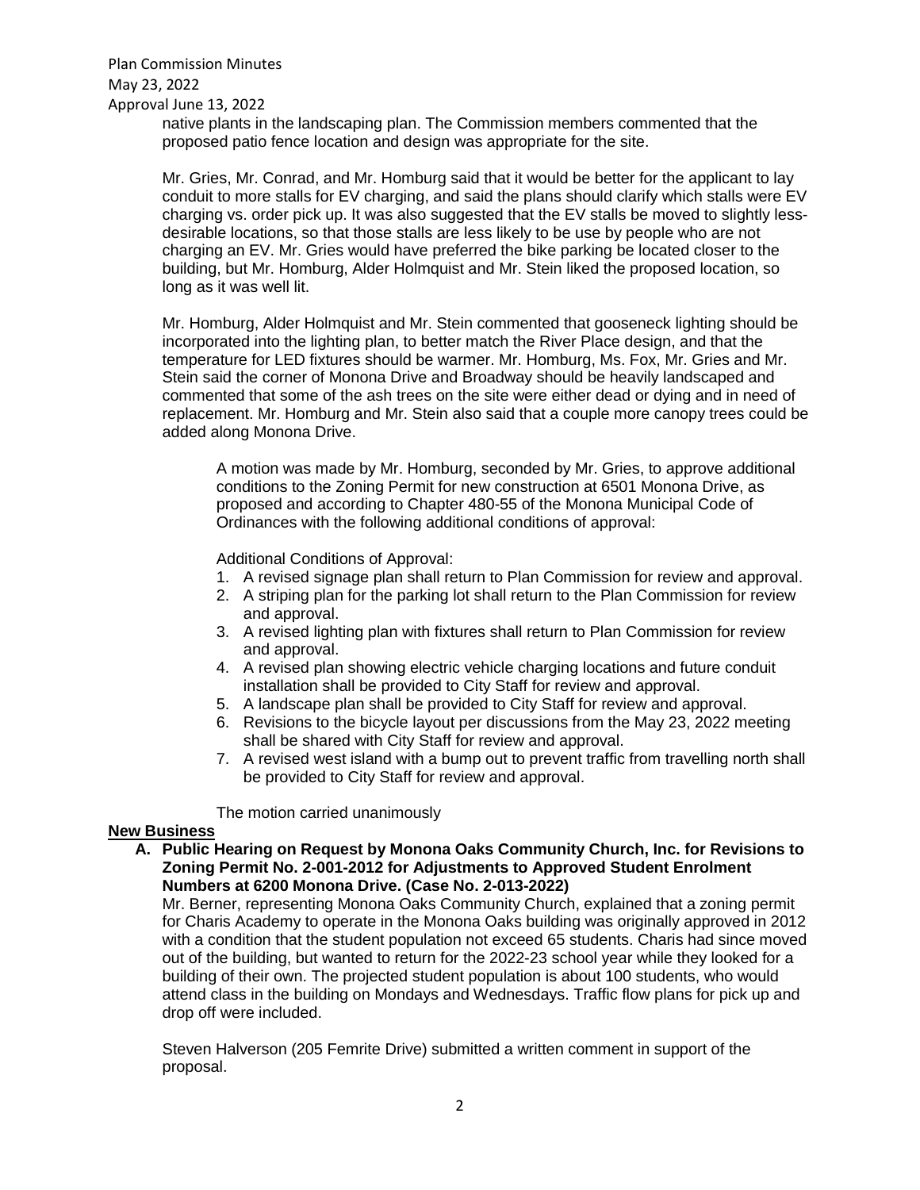native plants in the landscaping plan. The Commission members commented that the proposed patio fence location and design was appropriate for the site.

Mr. Gries, Mr. Conrad, and Mr. Homburg said that it would be better for the applicant to lay conduit to more stalls for EV charging, and said the plans should clarify which stalls were EV charging vs. order pick up. It was also suggested that the EV stalls be moved to slightly less-desirable locations, so that those stalls are less likely to be use by people who are not charging an EV. Mr. Gries would have preferred the bike parking be located closer to the building, but Mr. Homburg, Alder Holmquist and Mr. Stein liked the proposed location, so long as it was well lit.

Mr. Homburg, Alder Holmquist and Mr. Stein commented that gooseneck lighting should be incorporated into the lighting plan, to better match the River Place design, and that the temperature for LED fixtures should be warmer. Mr. Homburg, Ms. Fox, Mr. Gries and Mr. Stein said the corner of Monona Drive and Broadway should be heavily landscaped and commented that some of the ash trees on the site were either dead or dying and in need of replacement. Mr. Homburg and Mr. Stein also said that a couple more canopy trees could be added along Monona Drive.

A motion was made by Mr. Homburg, seconded by Mr. Gries, to approve additional conditions to the Zoning Permit for new construction at 6501 Monona Drive, as proposed and according to Chapter 480-55 of the Monona Municipal Code of Ordinances with the following additional conditions of approval:

Additional Conditions of Approval:

1. A revised signage plan shall return to Plan Commission for review and approval.
2. A striping plan for the parking lot shall return to the Plan Commission for review and approval.
3. A revised lighting plan with fixtures shall return to Plan Commission for review and approval.
4. A revised plan showing electric vehicle charging locations and future conduit installation shall be provided to City Staff for review and approval.
5. A landscape plan shall be provided to City Staff for review and approval.
6. Revisions to the bicycle layout per discussions from the May 23, 2022 meeting shall be shared with City Staff for review and approval.
7. A revised west island with a bump out to prevent traffic from travelling north shall be provided to City Staff for review and approval.

The motion carried unanimously

**New Business**

**A. Public Hearing on Request by Monona Oaks Community Church, Inc. for Revisions to Zoning Permit No. 2-001-2012 for Adjustments to Approved Student Enrolment Numbers at 6200 Monona Drive. (Case No. 2-013-2022)**

Mr. Berner, representing Monona Oaks Community Church, explained that a zoning permit for Charis Academy to operate in the Monona Oaks building was originally approved in 2012 with a condition that the student population not exceed 65 students. Charis had since moved out of the building, but wanted to return for the 2022-23 school year while they looked for a building of their own. The projected student population is about 100 students, who would attend class in the building on Mondays and Wednesdays. Traffic flow plans for pick up and drop off were included.

Steven Halverson (205 Femrite Drive) submitted a written comment in support of the proposal.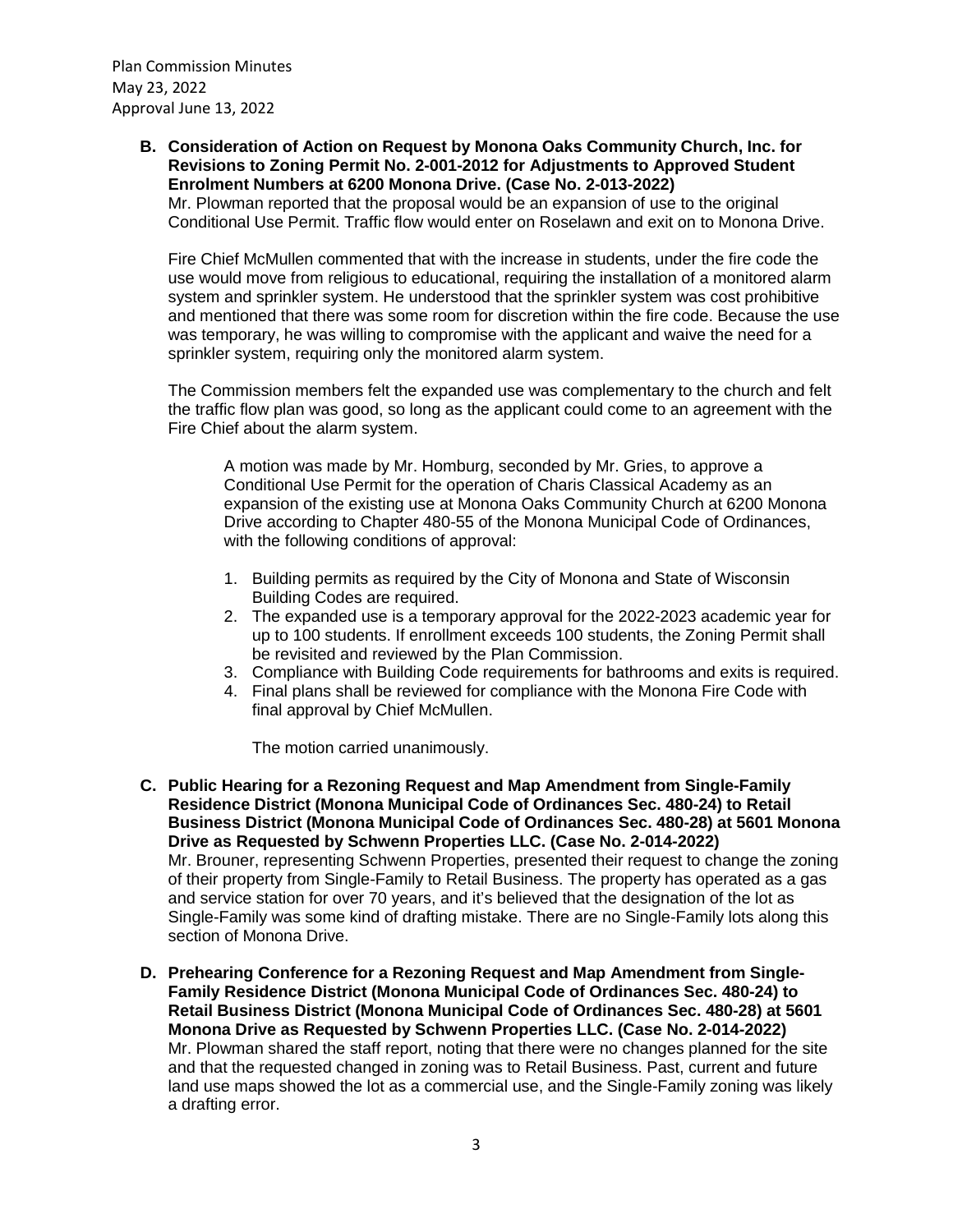**B. Consideration of Action on Request by Monona Oaks Community Church, Inc. for Revisions to Zoning Permit No. 2-001-2012 for Adjustments to Approved Student Enrolment Numbers at 6200 Monona Drive. (Case No. 2-013-2022)**

Mr. Plowman reported that the proposal would be an expansion of use to the original Conditional Use Permit. Traffic flow would enter on Roselawn and exit on to Monona Drive.

Fire Chief McMullen commented that with the increase in students, under the fire code the use would move from religious to educational, requiring the installation of a monitored alarm system and sprinkler system. He understood that the sprinkler system was cost prohibitive and mentioned that there was some room for discretion within the fire code. Because the use was temporary, he was willing to compromise with the applicant and waive the need for a sprinkler system, requiring only the monitored alarm system.

The Commission members felt the expanded use was complementary to the church and felt the traffic flow plan was good, so long as the applicant could come to an agreement with the Fire Chief about the alarm system.

> A motion was made by Mr. Homburg, seconded by Mr. Gries, to approve a Conditional Use Permit for the operation of Charis Classical Academy as an expansion of the existing use at Monona Oaks Community Church at 6200 Monona Drive according to Chapter 480-55 of the Monona Municipal Code of Ordinances, with the following conditions of approval:
>
> 1. Building permits as required by the City of Monona and State of Wisconsin Building Codes are required.
> 2. The expanded use is a temporary approval for the 2022-2023 academic year for up to 100 students. If enrollment exceeds 100 students, the Zoning Permit shall be revisited and reviewed by the Plan Commission.
> 3. Compliance with Building Code requirements for bathrooms and exits is required.
> 4. Final plans shall be reviewed for compliance with the Monona Fire Code with final approval by Chief McMullen.
>
> The motion carried unanimously.

**C. Public Hearing for a Rezoning Request and Map Amendment from Single-Family Residence District (Monona Municipal Code of Ordinances Sec. 480-24) to Retail Business District (Monona Municipal Code of Ordinances Sec. 480-28) at 5601 Monona Drive as Requested by Schwenn Properties LLC. (Case No. 2-014-2022)**

Mr. Brouner, representing Schwenn Properties, presented their request to change the zoning of their property from Single-Family to Retail Business. The property has operated as a gas and service station for over 70 years, and it's believed that the designation of the lot as Single-Family was some kind of drafting mistake. There are no Single-Family lots along this section of Monona Drive.

**D. Prehearing Conference for a Rezoning Request and Map Amendment from Single-Family Residence District (Monona Municipal Code of Ordinances Sec. 480-24) to Retail Business District (Monona Municipal Code of Ordinances Sec. 480-28) at 5601 Monona Drive as Requested by Schwenn Properties LLC. (Case No. 2-014-2022)**

Mr. Plowman shared the staff report, noting that there were no changes planned for the site and that the requested changed in zoning was to Retail Business. Past, current and future land use maps showed the lot as a commercial use, and the Single-Family zoning was likely a drafting error.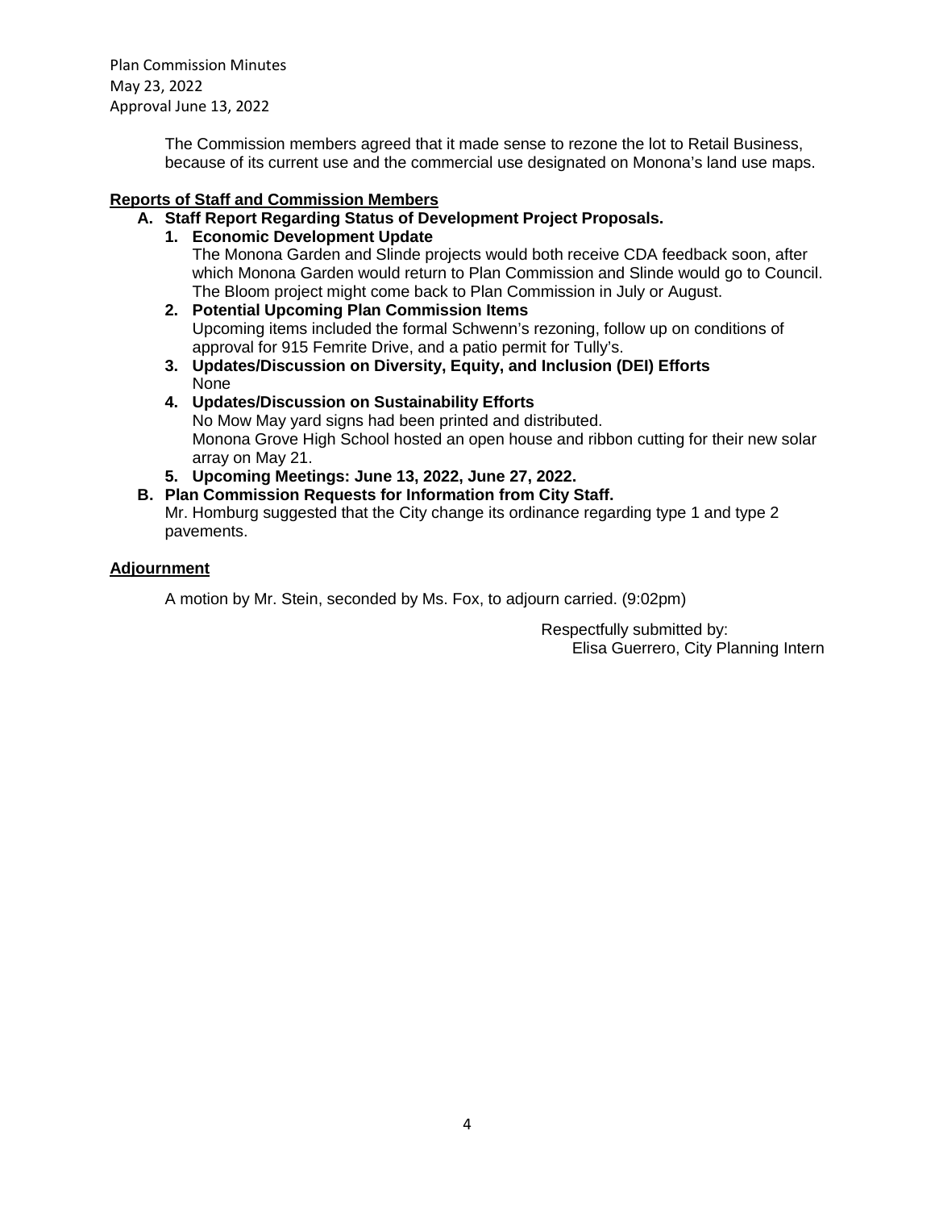The Commission members agreed that it made sense to rezone the lot to Retail Business, because of its current use and the commercial use designated on Monona's land use maps.

## Reports of Staff and Commission Members

**A. Staff Report Regarding Status of Development Project Proposals.**

1. **Economic Development Update**
   The Monona Garden and Slinde projects would both receive CDA feedback soon, after which Monona Garden would return to Plan Commission and Slinde would go to Council. The Bloom project might come back to Plan Commission in July or August.
2. **Potential Upcoming Plan Commission Items**
   Upcoming items included the formal Schwenn's rezoning, follow up on conditions of approval for 915 Femrite Drive, and a patio permit for Tully's.
3. **Updates/Discussion on Diversity, Equity, and Inclusion (DEI) Efforts**
   None
4. **Updates/Discussion on Sustainability Efforts**
   No Mow May yard signs had been printed and distributed.
   Monona Grove High School hosted an open house and ribbon cutting for their new solar array on May 21.
5. **Upcoming Meetings: June 13, 2022, June 27, 2022.**

**B. Plan Commission Requests for Information from City Staff.**
Mr. Homburg suggested that the City change its ordinance regarding type 1 and type 2 pavements.

## Adjournment

A motion by Mr. Stein, seconded by Ms. Fox, to adjourn carried. (9:02pm)

Respectfully submitted by:
Elisa Guerrero, City Planning Intern